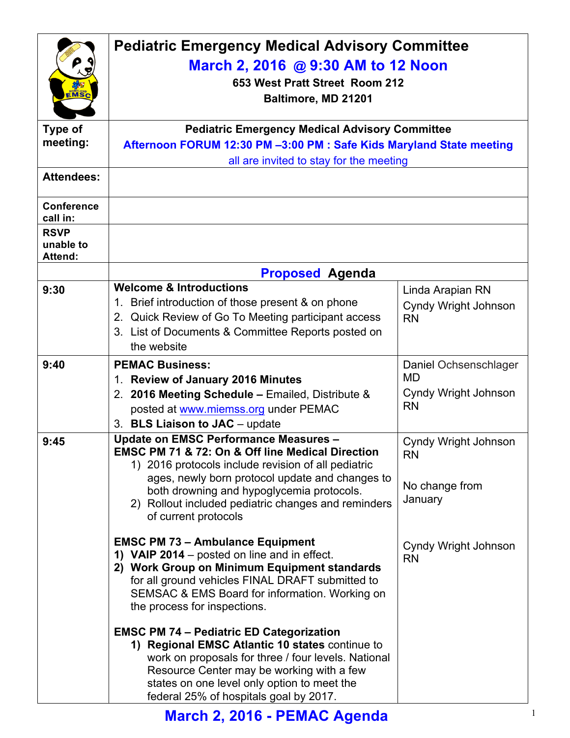# Pediatric Emergency Medical Advisory Committee

## March 2, 2016 @ 9:30 AM to 12 Noon

**653 West Pratt Street Room 212**
**Baltimore, MD 21201**

| | |
|---|---|
| **Type of meeting:** | **Pediatric Emergency Medical Advisory Committee**<br>**Afternoon FORUM 12:30 PM –3:00 PM : Safe Kids Maryland State meeting**<br>all are invited to stay for the meeting |
| **Attendees:** | |
| **Conference call in:** | |
| **RSVP unable to Attend:** | |

## Proposed Agenda

| Time | Item | Presenter |
|---|---|---|
| 9:30 | **Welcome & Introductions**<br>1. Brief introduction of those present & on phone<br>2. Quick Review of Go To Meeting participant access<br>3. List of Documents & Committee Reports posted on the website | Linda Arapian RN<br>Cyndy Wright Johnson RN |
| 9:40 | **PEMAC Business:**<br>1. **Review of January 2016 Minutes**<br>2. **2016 Meeting Schedule –** Emailed, Distribute & posted at www.miemss.org under PEMAC<br>3. **BLS Liaison to JAC** – update | Daniel Ochsenschlager MD<br>Cyndy Wright Johnson RN |
| 9:45 | **Update on EMSC Performance Measures –**<br>**EMSC PM 71 & 72: On & Off line Medical Direction**<br>1) 2016 protocols include revision of all pediatric ages, newly born protocol update and changes to both drowning and hypoglycemia protocols.<br>2) Rollout included pediatric changes and reminders of current protocols | Cyndy Wright Johnson RN<br><br>No change from January |
| | **EMSC PM 73 – Ambulance Equipment**<br>1) **VAIP 2014** – posted on line and in effect.<br>2) **Work Group on Minimum Equipment standards** for all ground vehicles FINAL DRAFT submitted to SEMSAC & EMS Board for information. Working on the process for inspections. | Cyndy Wright Johnson RN |
| | **EMSC PM 74 – Pediatric ED Categorization**<br>1) **Regional EMSC Atlantic 10 states** continue to work on proposals for three / four levels. National Resource Center may be working with a few states on one level only option to meet the federal 25% of hospitals goal by 2017. | |

**March 2, 2016 - PEMAC Agenda**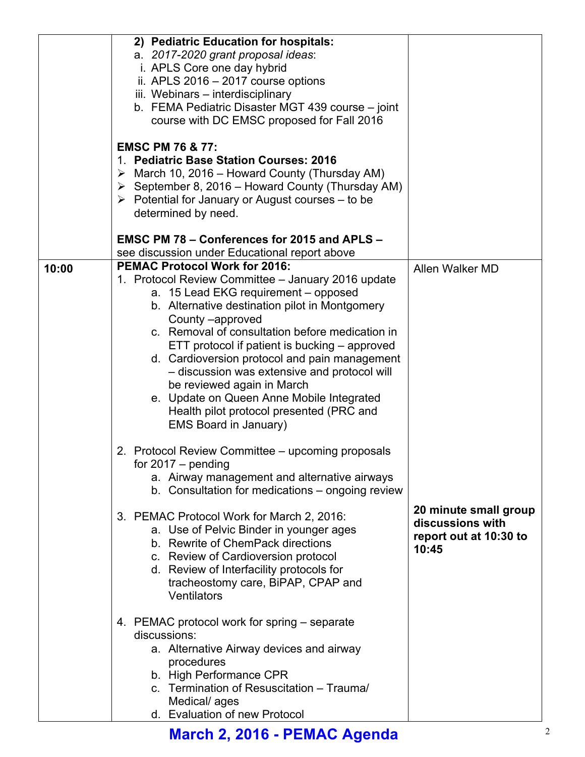| | | |
|---|---|---|
| | **2) Pediatric Education for hospitals:**<br>a. *2017-2020 grant proposal ideas*:<br>i. APLS Core one day hybrid<br>ii. APLS 2016 – 2017 course options<br>iii. Webinars – interdisciplinary<br>b. FEMA Pediatric Disaster MGT 439 course – joint course with DC EMSC proposed for Fall 2016<br><br>**EMSC PM 76 & 77:**<br>1. **Pediatric Base Station Courses: 2016**<br>➢ March 10, 2016 – Howard County (Thursday AM)<br>➢ September 8, 2016 – Howard County (Thursday AM)<br>➢ Potential for January or August courses – to be determined by need.<br><br>**EMSC PM 78 – Conferences for 2015 and APLS –** see discussion under Educational report above | |
| 10:00 | **PEMAC Protocol Work for 2016:**<br>1. Protocol Review Committee – January 2016 update<br>a. 15 Lead EKG requirement – opposed<br>b. Alternative destination pilot in Montgomery County –approved<br>c. Removal of consultation before medication in ETT protocol if patient is bucking – approved<br>d. Cardioversion protocol and pain management – discussion was extensive and protocol will be reviewed again in March<br>e. Update on Queen Anne Mobile Integrated Health pilot protocol presented (PRC and EMS Board in January)<br><br>2. Protocol Review Committee – upcoming proposals for 2017 – pending<br>a. Airway management and alternative airways<br>b. Consultation for medications – ongoing review<br><br>3. PEMAC Protocol Work for March 2, 2016:<br>a. Use of Pelvic Binder in younger ages<br>b. Rewrite of ChemPack directions<br>c. Review of Cardioversion protocol<br>d. Review of Interfacility protocols for tracheostomy care, BiPAP, CPAP and Ventilators<br><br>4. PEMAC protocol work for spring – separate discussions:<br>a. Alternative Airway devices and airway procedures<br>b. High Performance CPR<br>c. Termination of Resuscitation – Trauma/ Medical/ ages<br>d. Evaluation of new Protocol | Allen Walker MD<br><br>**20 minute small group discussions with report out at 10:30 to 10:45** |

**March 2, 2016 - PEMAC Agenda**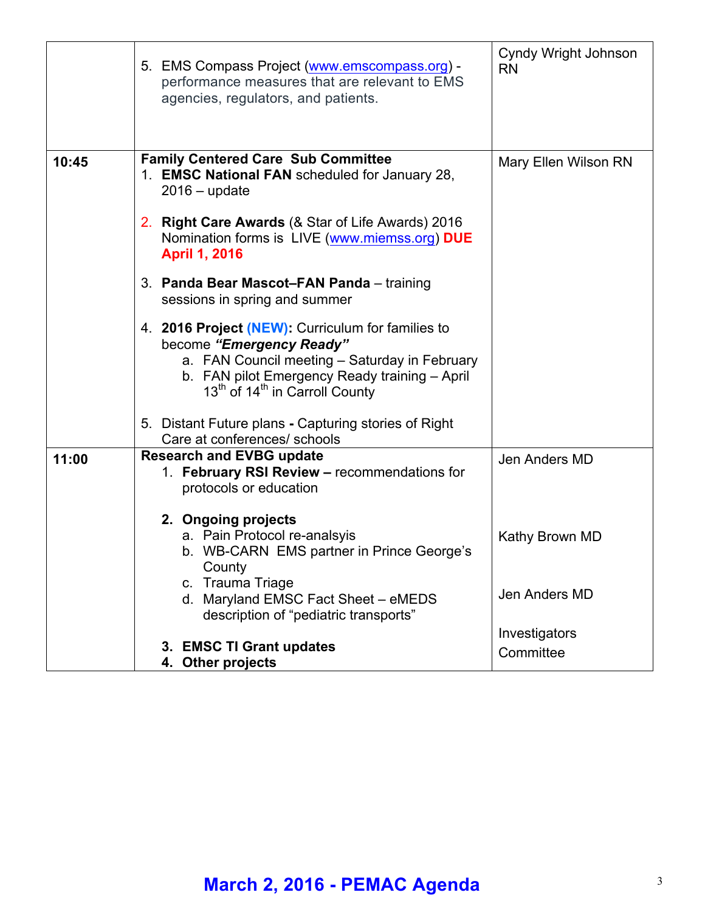| | | |
|---|---|---|
| | 5. EMS Compass Project (www.emscompass.org) - performance measures that are relevant to EMS agencies, regulators, and patients. | Cyndy Wright Johnson RN |
| **10:45** | **Family Centered Care Sub Committee**<br>1. **EMSC National FAN** scheduled for January 28, 2016 – update<br><br>2. **Right Care Awards** (& Star of Life Awards) 2016 Nomination forms is LIVE (www.miemss.org) **DUE April 1, 2016**<br><br>3. **Panda Bear Mascot–FAN Panda** – training sessions in spring and summer<br><br>4. **2016 Project (NEW):** Curriculum for families to become ***"Emergency Ready"***<br>a. FAN Council meeting – Saturday in February<br>b. FAN pilot Emergency Ready training – April 13th of 14th in Carroll County<br><br>5. Distant Future plans **-** Capturing stories of Right Care at conferences/ schools | Mary Ellen Wilson RN |
| **11:00** | **Research and EVBG update**<br>1. **February RSI Review –** recommendations for protocols or education<br><br>2. **Ongoing projects**<br>a. Pain Protocol re-analsyis<br>b. WB-CARN EMS partner in Prince George's County<br>c. Trauma Triage<br>d. Maryland EMSC Fact Sheet – eMEDS description of "pediatric transports"<br><br>3. **EMSC TI Grant updates**<br>4. **Other projects** | Jen Anders MD<br><br><br>Kathy Brown MD<br><br><br>Jen Anders MD<br><br><br>Investigators Committee |

March 2, 2016 - PEMAC Agenda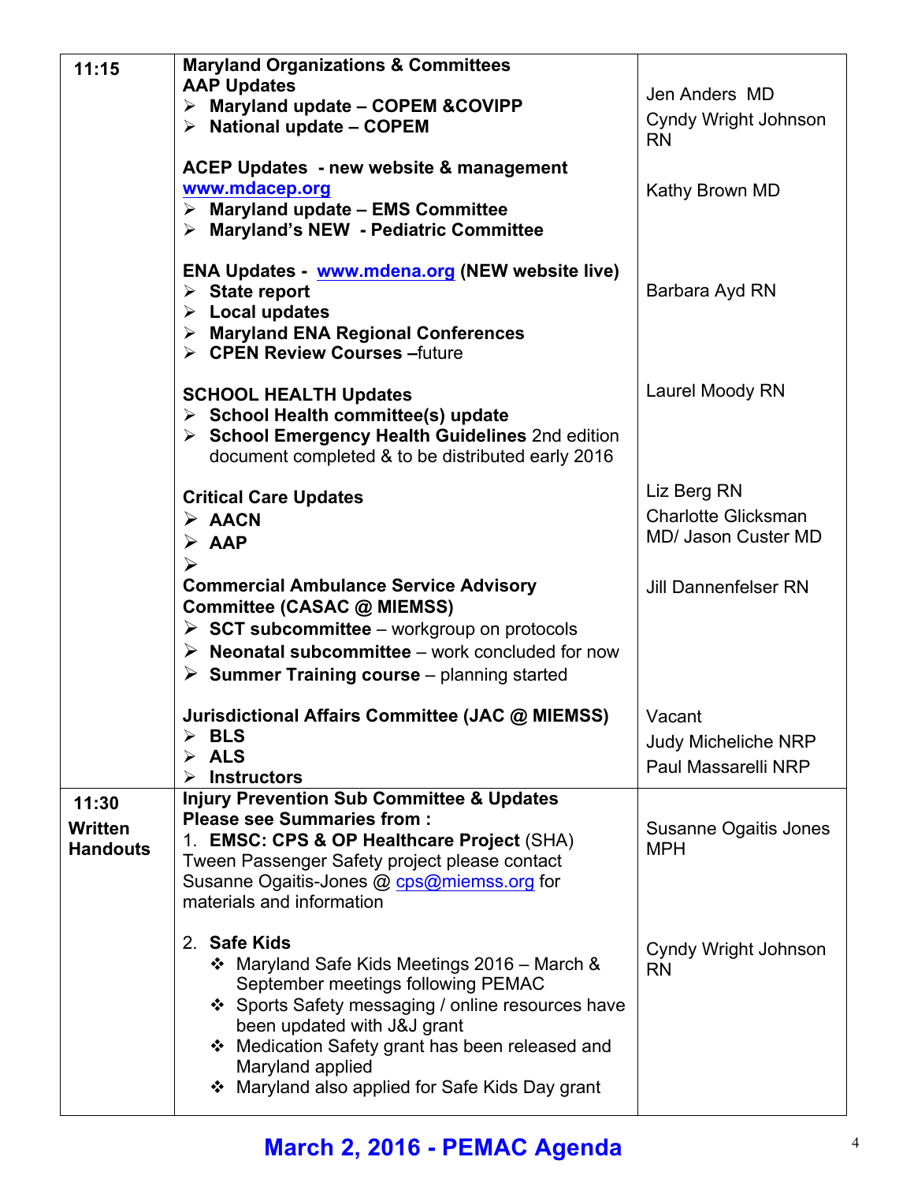| | | |
|---|---|---|
| **11:15** | **Maryland Organizations & Committees**<br>**AAP Updates**<br>➢ **Maryland update – COPEM &COVIPP**<br>➢ **National update – COPEM**<br><br>**ACEP Updates - new website & management** www.mdacep.org<br>➢ **Maryland update – EMS Committee**<br>➢ **Maryland's NEW - Pediatric Committee**<br><br>**ENA Updates -** www.mdena.org **(NEW website live)**<br>➢ **State report**<br>➢ **Local updates**<br>➢ **Maryland ENA Regional Conferences**<br>➢ **CPEN Review Courses –**future<br><br>**SCHOOL HEALTH Updates**<br>➢ **School Health committee(s) update**<br>➢ **School Emergency Health Guidelines** 2nd edition document completed & to be distributed early 2016<br><br>**Critical Care Updates**<br>➢ **AACN**<br>➢ **AAP**<br>➢<br>**Commercial Ambulance Service Advisory Committee (CASAC @ MIEMSS)**<br>➢ **SCT subcommittee** – workgroup on protocols<br>➢ **Neonatal subcommittee** – work concluded for now<br>➢ **Summer Training course** – planning started<br><br>**Jurisdictional Affairs Committee (JAC @ MIEMSS)**<br>➢ **BLS**<br>➢ **ALS**<br>➢ **Instructors** | Jen Anders MD<br>Cyndy Wright Johnson RN<br><br>Kathy Brown MD<br><br>Barbara Ayd RN<br><br>Laurel Moody RN<br><br>Liz Berg RN<br>Charlotte Glicksman MD/ Jason Custer MD<br><br>Jill Dannenfelser RN<br><br>Vacant<br>Judy Micheliche NRP<br>Paul Massarelli NRP |
| **11:30**<br>**Written Handouts** | **Injury Prevention Sub Committee & Updates**<br>**Please see Summaries from :**<br>1. **EMSC: CPS & OP Healthcare Project** (SHA) Tween Passenger Safety project please contact Susanne Ogaitis-Jones @ cps@miemss.org for materials and information<br><br>2. **Safe Kids**<br>❖ Maryland Safe Kids Meetings 2016 – March & September meetings following PEMAC<br>❖ Sports Safety messaging / online resources have been updated with J&J grant<br>❖ Medication Safety grant has been released and Maryland applied<br>❖ Maryland also applied for Safe Kids Day grant | Susanne Ogaitis Jones MPH<br><br>Cyndy Wright Johnson RN |

**March 2, 2016 - PEMAC Agenda**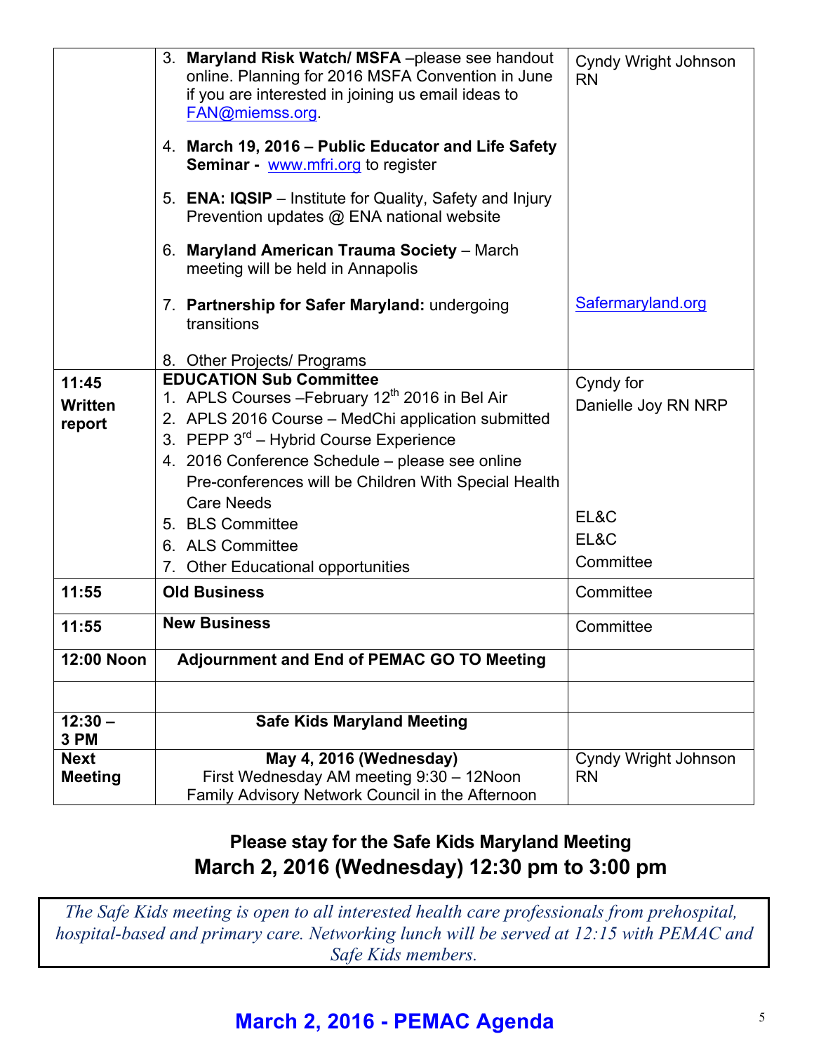| | | |
|---|---|---|
| | 3. **Maryland Risk Watch/ MSFA** –please see handout online. Planning for 2016 MSFA Convention in June if you are interested in joining us email ideas to FAN@miemss.org.<br><br>4. **March 19, 2016 – Public Educator and Life Safety Seminar -** www.mfri.org to register<br><br>5. **ENA: IQSIP** – Institute for Quality, Safety and Injury Prevention updates @ ENA national website<br><br>6. **Maryland American Trauma Society** – March meeting will be held in Annapolis<br><br>7. **Partnership for Safer Maryland:** undergoing transitions<br><br>8. Other Projects/ Programs | Cyndy Wright Johnson RN<br><br><br><br><br><br><br><br>Safermaryland.org |
| **11:45**<br>**Written report** | **EDUCATION Sub Committee**<br>1. APLS Courses –February 12th 2016 in Bel Air<br>2. APLS 2016 Course – MedChi application submitted<br>3. PEPP 3rd – Hybrid Course Experience<br>4. 2016 Conference Schedule – please see online Pre-conferences will be Children With Special Health Care Needs<br>5. BLS Committee<br>6. ALS Committee<br>7. Other Educational opportunities | Cyndy for<br>Danielle Joy RN NRP<br><br><br><br>EL&C<br>EL&C<br>Committee |
| **11:55** | **Old Business** | Committee |
| **11:55** | **New Business** | Committee |
| **12:00 Noon** | **Adjournment and End of PEMAC GO TO Meeting** | |
| | | |
| **12:30 – 3 PM** | **Safe Kids Maryland Meeting** | |
| **Next Meeting** | **May 4, 2016 (Wednesday)**<br>First Wednesday AM meeting 9:30 – 12Noon<br>Family Advisory Network Council in the Afternoon | Cyndy Wright Johnson RN |

**Please stay for the Safe Kids Maryland Meeting**

**March 2, 2016 (Wednesday) 12:30 pm to 3:00 pm**

*The Safe Kids meeting is open to all interested health care professionals from prehospital, hospital-based and primary care. Networking lunch will be served at 12:15 with PEMAC and Safe Kids members.*

**March 2, 2016 - PEMAC Agenda**